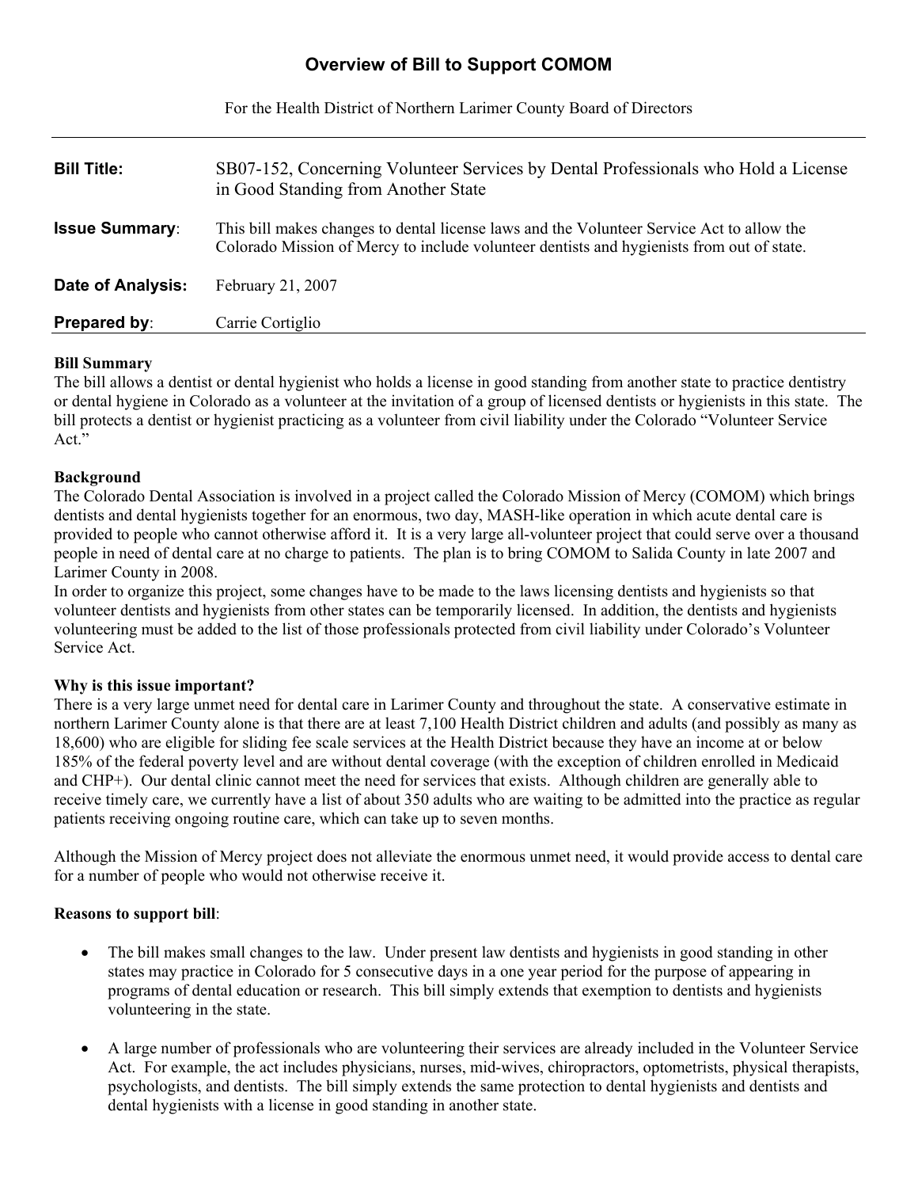# Overview of Bill to Support COMOM

For the Health District of Northern Larimer County Board of Directors

| | |
|---|---|
| **Bill Title:** | SB07-152, Concerning Volunteer Services by Dental Professionals who Hold a License in Good Standing from Another State |
| **Issue Summary**: | This bill makes changes to dental license laws and the Volunteer Service Act to allow the Colorado Mission of Mercy to include volunteer dentists and hygienists from out of state. |
| **Date of Analysis:** | February 21, 2007 |
| **Prepared by**: | Carrie Cortiglio |

**Bill Summary**

The bill allows a dentist or dental hygienist who holds a license in good standing from another state to practice dentistry or dental hygiene in Colorado as a volunteer at the invitation of a group of licensed dentists or hygienists in this state. The bill protects a dentist or hygienist practicing as a volunteer from civil liability under the Colorado "Volunteer Service Act."

**Background**

The Colorado Dental Association is involved in a project called the Colorado Mission of Mercy (COMOM) which brings dentists and dental hygienists together for an enormous, two day, MASH-like operation in which acute dental care is provided to people who cannot otherwise afford it. It is a very large all-volunteer project that could serve over a thousand people in need of dental care at no charge to patients. The plan is to bring COMOM to Salida County in late 2007 and Larimer County in 2008.

In order to organize this project, some changes have to be made to the laws licensing dentists and hygienists so that volunteer dentists and hygienists from other states can be temporarily licensed. In addition, the dentists and hygienists volunteering must be added to the list of those professionals protected from civil liability under Colorado's Volunteer Service Act.

**Why is this issue important?**

There is a very large unmet need for dental care in Larimer County and throughout the state. A conservative estimate in northern Larimer County alone is that there are at least 7,100 Health District children and adults (and possibly as many as 18,600) who are eligible for sliding fee scale services at the Health District because they have an income at or below 185% of the federal poverty level and are without dental coverage (with the exception of children enrolled in Medicaid and CHP+). Our dental clinic cannot meet the need for services that exists. Although children are generally able to receive timely care, we currently have a list of about 350 adults who are waiting to be admitted into the practice as regular patients receiving ongoing routine care, which can take up to seven months.

Although the Mission of Mercy project does not alleviate the enormous unmet need, it would provide access to dental care for a number of people who would not otherwise receive it.

**Reasons to support bill**:

- The bill makes small changes to the law. Under present law dentists and hygienists in good standing in other states may practice in Colorado for 5 consecutive days in a one year period for the purpose of appearing in programs of dental education or research. This bill simply extends that exemption to dentists and hygienists volunteering in the state.
- A large number of professionals who are volunteering their services are already included in the Volunteer Service Act. For example, the act includes physicians, nurses, mid-wives, chiropractors, optometrists, physical therapists, psychologists, and dentists. The bill simply extends the same protection to dental hygienists and dentists and dental hygienists with a license in good standing in another state.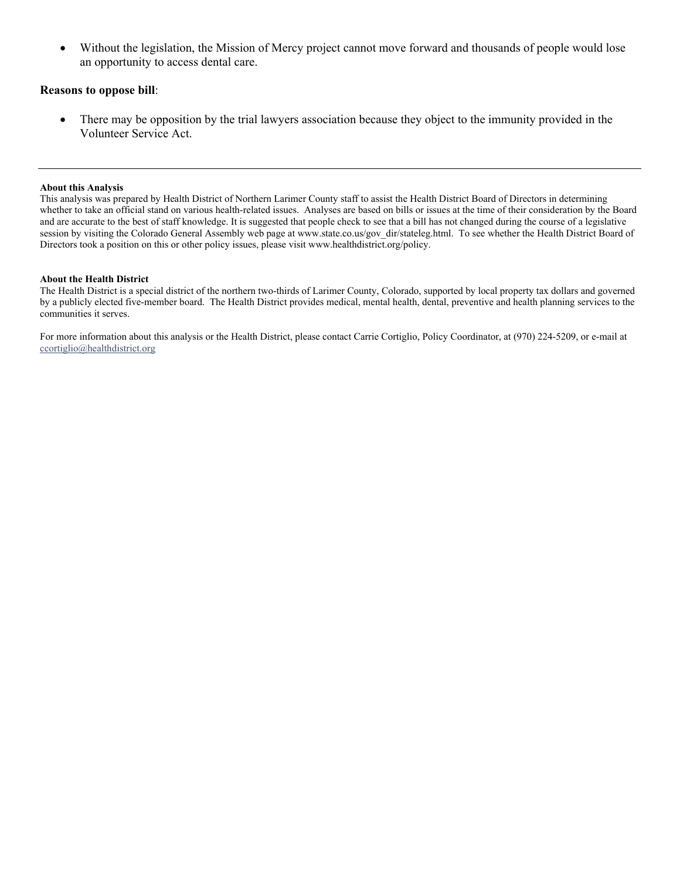- Without the legislation, the Mission of Mercy project cannot move forward and thousands of people would lose an opportunity to access dental care.

**Reasons to oppose bill**:

- There may be opposition by the trial lawyers association because they object to the immunity provided in the Volunteer Service Act.

---

**About this Analysis**
This analysis was prepared by Health District of Northern Larimer County staff to assist the Health District Board of Directors in determining whether to take an official stand on various health-related issues. Analyses are based on bills or issues at the time of their consideration by the Board and are accurate to the best of staff knowledge. It is suggested that people check to see that a bill has not changed during the course of a legislative session by visiting the Colorado General Assembly web page at www.state.co.us/gov_dir/stateleg.html. To see whether the Health District Board of Directors took a position on this or other policy issues, please visit www.healthdistrict.org/policy.

**About the Health District**
The Health District is a special district of the northern two-thirds of Larimer County, Colorado, supported by local property tax dollars and governed by a publicly elected five-member board. The Health District provides medical, mental health, dental, preventive and health planning services to the communities it serves.

For more information about this analysis or the Health District, please contact Carrie Cortiglio, Policy Coordinator, at (970) 224-5209, or e-mail at ccortiglio@healthdistrict.org